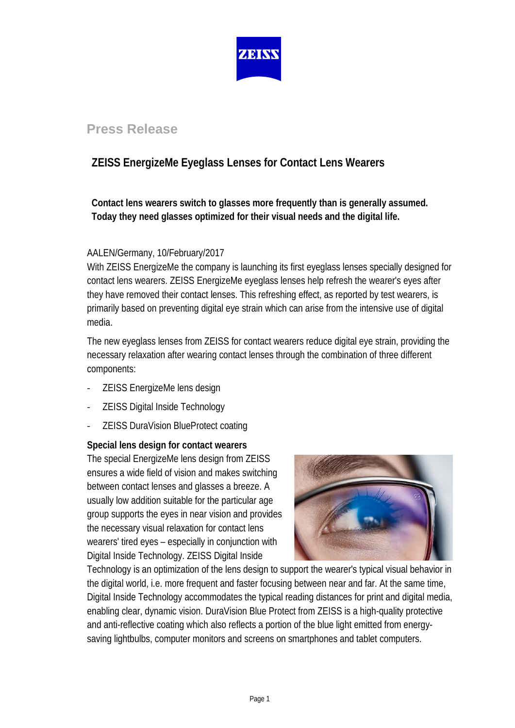ZEISS

## Press Release

# ZEISS EnergizeMe Eyeglass Lenses for Contact Lens Wearers

**Contact lens wearers switch to glasses more frequently than is generally assumed. Today they need glasses optimized for their visual needs and the digital life.**

AALEN/Germany, 10/February/2017

With ZEISS EnergizeMe the company is launching its first eyeglass lenses specially designed for contact lens wearers. ZEISS EnergizeMe eyeglass lenses help refresh the wearer's eyes after they have removed their contact lenses. This refreshing effect, as reported by test wearers, is primarily based on preventing digital eye strain which can arise from the intensive use of digital media.

The new eyeglass lenses from ZEISS for contact wearers reduce digital eye strain, providing the necessary relaxation after wearing contact lenses through the combination of three different components:

- ZEISS EnergizeMe lens design
- ZEISS Digital Inside Technology
- ZEISS DuraVision BlueProtect coating

**Special lens design for contact wearers**

The special EnergizeMe lens design from ZEISS ensures a wide field of vision and makes switching between contact lenses and glasses a breeze. A usually low addition suitable for the particular age group supports the eyes in near vision and provides the necessary visual relaxation for contact lens wearers' tired eyes – especially in conjunction with Digital Inside Technology. ZEISS Digital Inside Technology is an optimization of the lens design to support the wearer's typical visual behavior in the digital world, i.e. more frequent and faster focusing between near and far. At the same time, Digital Inside Technology accommodates the typical reading distances for print and digital media, enabling clear, dynamic vision. DuraVision Blue Protect from ZEISS is a high-quality protective and anti-reflective coating which also reflects a portion of the blue light emitted from energy-saving lightbulbs, computer monitors and screens on smartphones and tablet computers.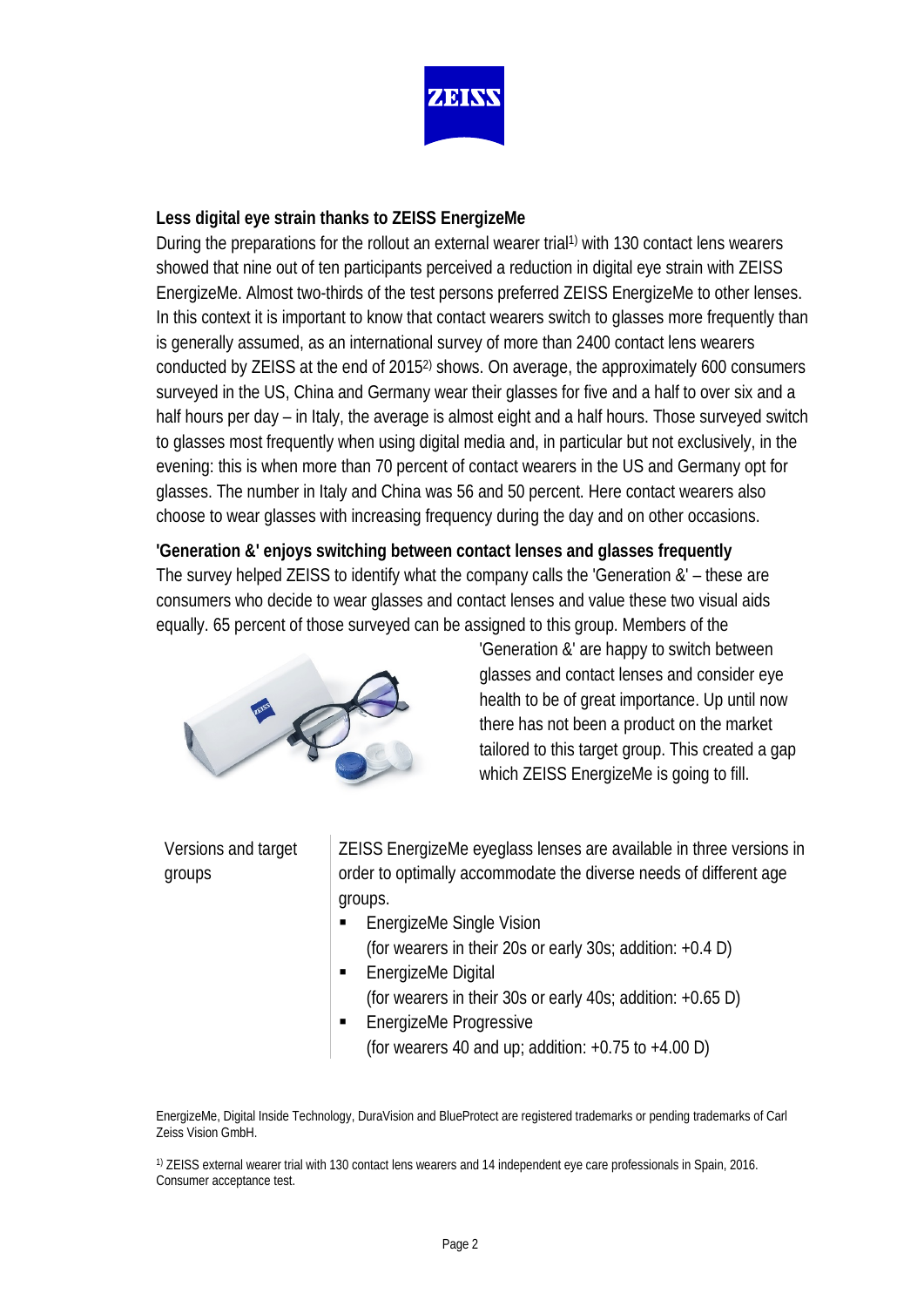**Less digital eye strain thanks to ZEISS EnergizeMe**

During the preparations for the rollout an external wearer trial[1] with 130 contact lens wearers showed that nine out of ten participants perceived a reduction in digital eye strain with ZEISS EnergizeMe. Almost two-thirds of the test persons preferred ZEISS EnergizeMe to other lenses. In this context it is important to know that contact wearers switch to glasses more frequently than is generally assumed, as an international survey of more than 2400 contact lens wearers conducted by ZEISS at the end of 2015[2] shows. On average, the approximately 600 consumers surveyed in the US, China and Germany wear their glasses for five and a half to over six and a half hours per day – in Italy, the average is almost eight and a half hours. Those surveyed switch to glasses most frequently when using digital media and, in particular but not exclusively, in the evening: this is when more than 70 percent of contact wearers in the US and Germany opt for glasses. The number in Italy and China was 56 and 50 percent. Here contact wearers also choose to wear glasses with increasing frequency during the day and on other occasions.

**'Generation &' enjoys switching between contact lenses and glasses frequently**

The survey helped ZEISS to identify what the company calls the 'Generation &' – these are consumers who decide to wear glasses and contact lenses and value these two visual aids equally. 65 percent of those surveyed can be assigned to this group. Members of the 'Generation &' are happy to switch between glasses and contact lenses and consider eye health to be of great importance. Up until now there has not been a product on the market tailored to this target group. This created a gap which ZEISS EnergizeMe is going to fill.

Versions and target groups

ZEISS EnergizeMe eyeglass lenses are available in three versions in order to optimally accommodate the diverse needs of different age groups.

- EnergizeMe Single Vision
  (for wearers in their 20s or early 30s; addition: +0.4 D)
- EnergizeMe Digital
  (for wearers in their 30s or early 40s; addition: +0.65 D)
- EnergizeMe Progressive
  (for wearers 40 and up; addition: +0.75 to +4.00 D)

EnergizeMe, Digital Inside Technology, DuraVision and BlueProtect are registered trademarks or pending trademarks of Carl Zeiss Vision GmbH.

[1] ZEISS external wearer trial with 130 contact lens wearers and 14 independent eye care professionals in Spain, 2016. Consumer acceptance test.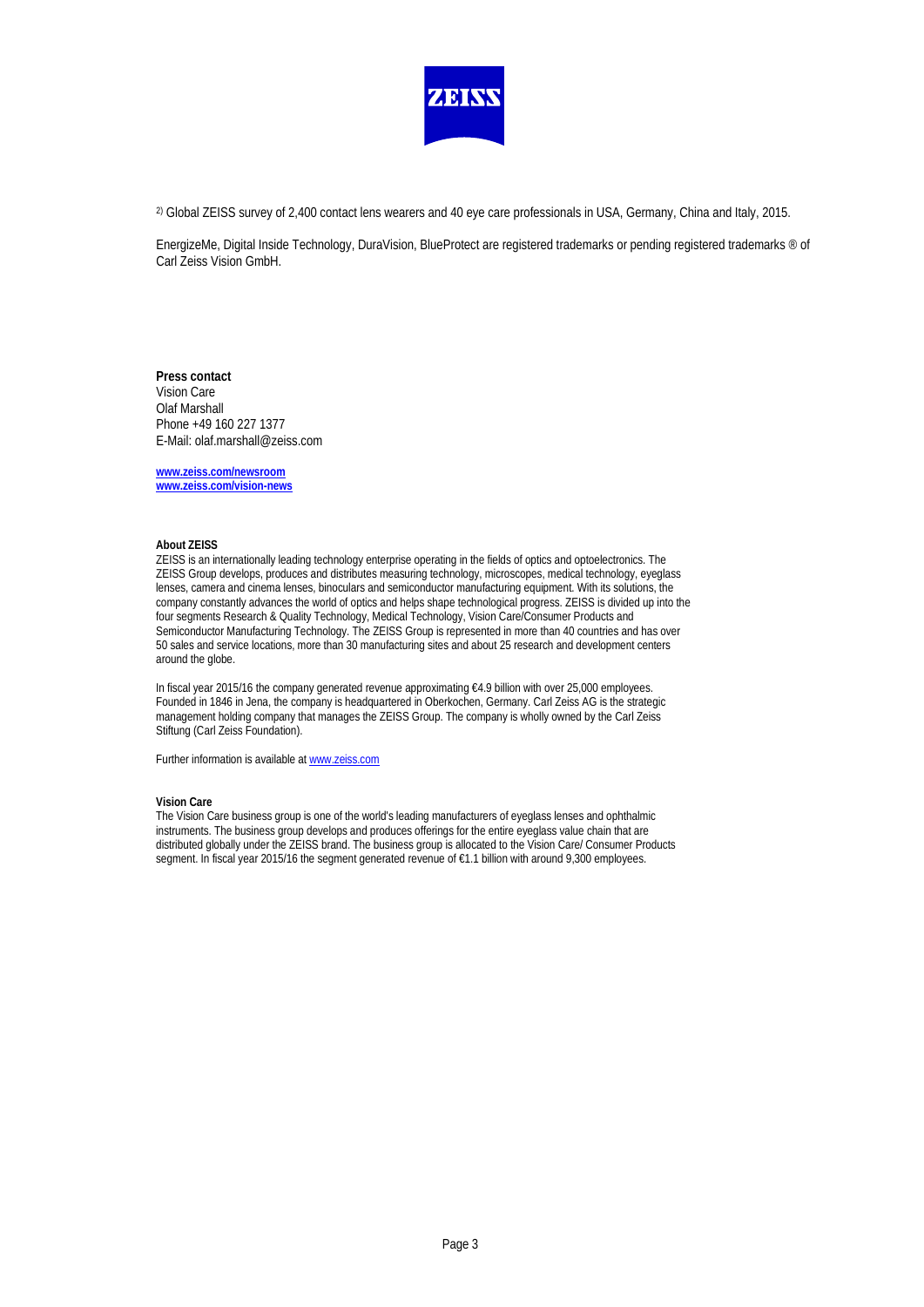[2] Global ZEISS survey of 2,400 contact lens wearers and 40 eye care professionals in USA, Germany, China and Italy, 2015.

EnergizeMe, Digital Inside Technology, DuraVision, BlueProtect are registered trademarks or pending registered trademarks ® of Carl Zeiss Vision GmbH.

**Press contact**
Vision Care
Olaf Marshall
Phone +49 160 227 1377
E-Mail: olaf.marshall@zeiss.com

**www.zeiss.com/newsroom**
**www.zeiss.com/vision-news**

**About ZEISS**
ZEISS is an internationally leading technology enterprise operating in the fields of optics and optoelectronics. The ZEISS Group develops, produces and distributes measuring technology, microscopes, medical technology, eyeglass lenses, camera and cinema lenses, binoculars and semiconductor manufacturing equipment. With its solutions, the company constantly advances the world of optics and helps shape technological progress. ZEISS is divided up into the four segments Research & Quality Technology, Medical Technology, Vision Care/Consumer Products and Semiconductor Manufacturing Technology. The ZEISS Group is represented in more than 40 countries and has over 50 sales and service locations, more than 30 manufacturing sites and about 25 research and development centers around the globe.

In fiscal year 2015/16 the company generated revenue approximating €4.9 billion with over 25,000 employees. Founded in 1846 in Jena, the company is headquartered in Oberkochen, Germany. Carl Zeiss AG is the strategic management holding company that manages the ZEISS Group. The company is wholly owned by the Carl Zeiss Stiftung (Carl Zeiss Foundation).

Further information is available at www.zeiss.com

**Vision Care**
The Vision Care business group is one of the world's leading manufacturers of eyeglass lenses and ophthalmic instruments. The business group develops and produces offerings for the entire eyeglass value chain that are distributed globally under the ZEISS brand. The business group is allocated to the Vision Care/ Consumer Products segment. In fiscal year 2015/16 the segment generated revenue of €1.1 billion with around 9,300 employees.